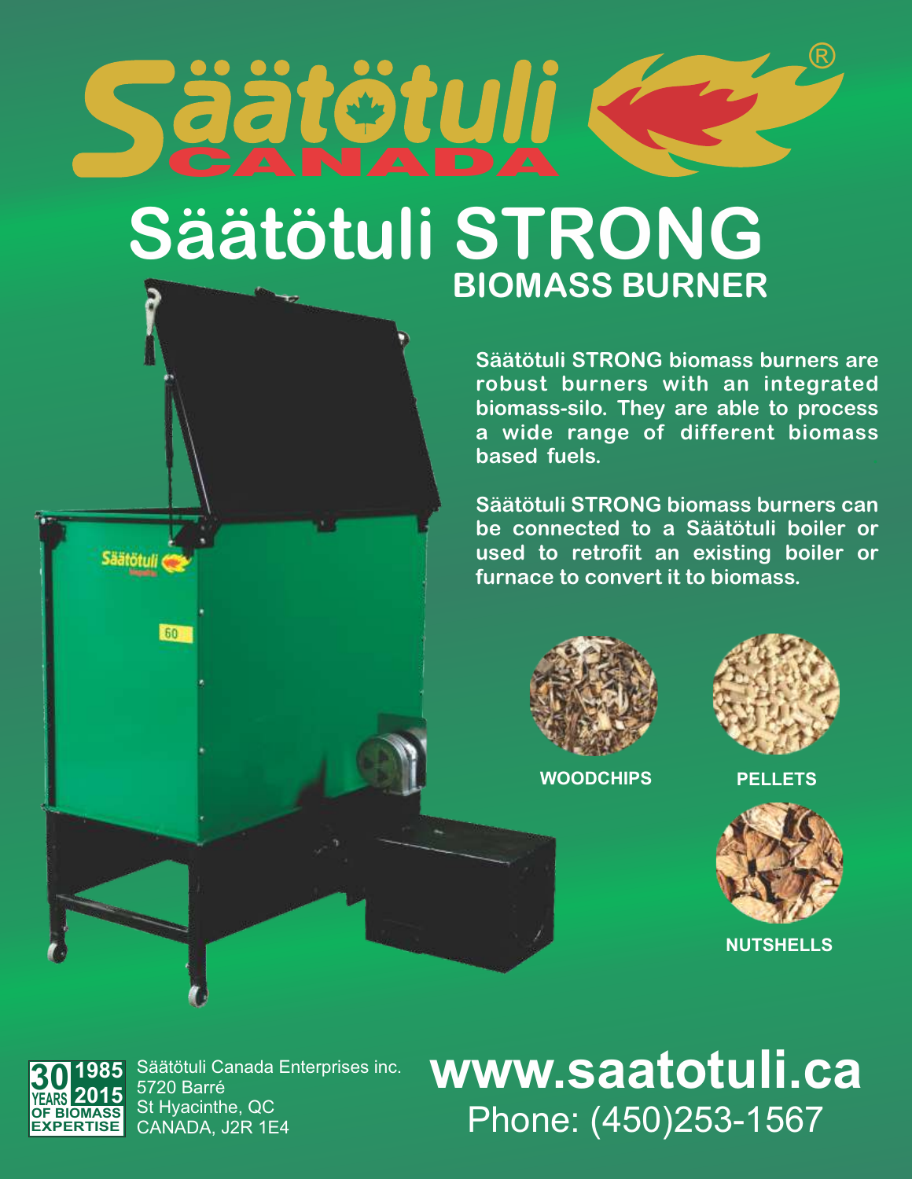# Säätötuli CANADA

# Säätötuli STRONG

## BIOMASS BURNER

**Säätötuli STRONG biomass burners are robust burners with an integrated biomass-silo. They are able to process a wide range of different biomass based fuels.**

**Säätötuli STRONG biomass burners can be connected to a Säätötuli boiler or used to retrofit an existing boiler or furnace to convert it to biomass.**

**WOODCHIPS**

**PELLETS**

**NUTSHELLS**

30 YEARS OF BIOMASS EXPERTISE 1985 2015

Säätötuli Canada Enterprises inc.
5720 Barré
St Hyacinthe, QC
CANADA, J2R 1E4

**www.saatotuli.ca**

Phone: (450)253-1567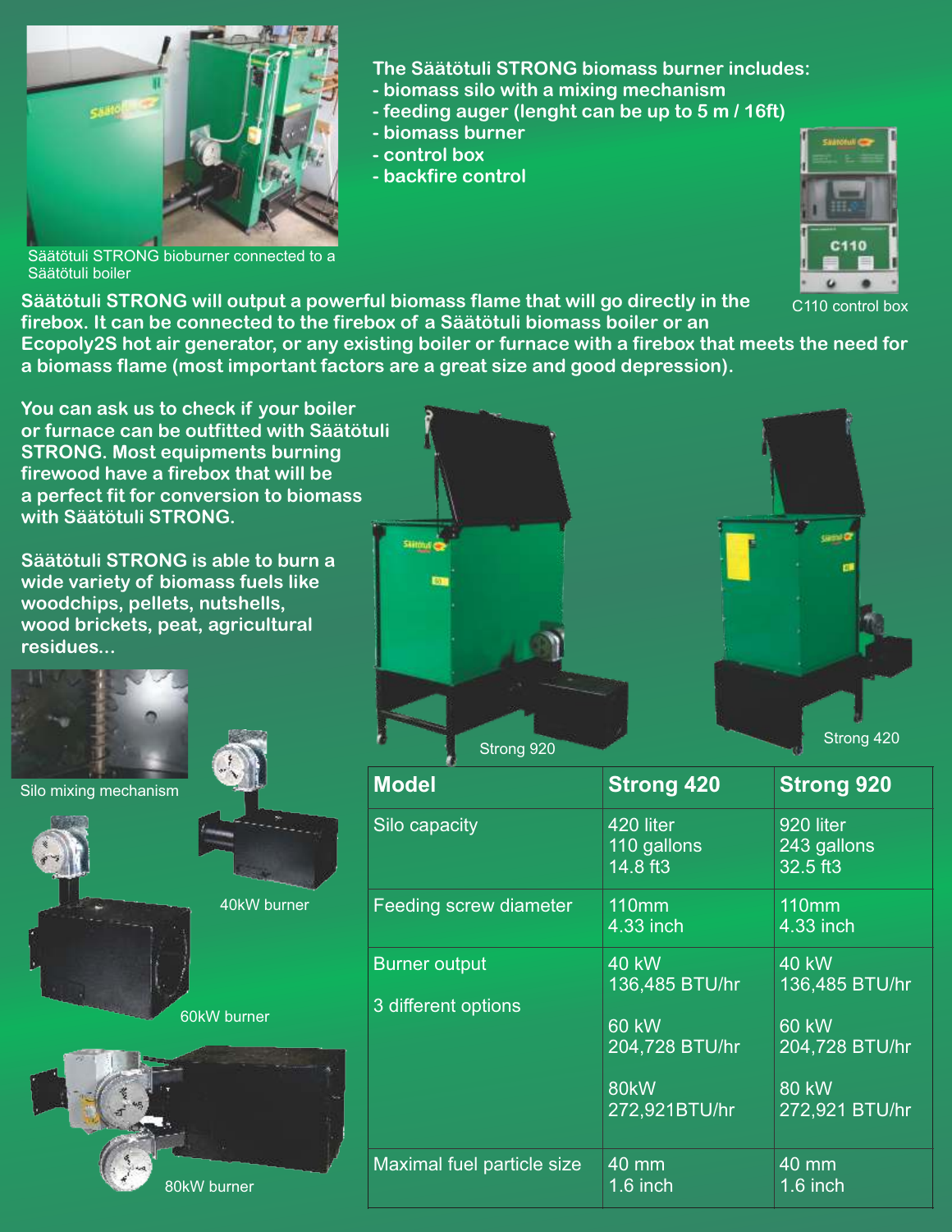Säätötuli STRONG bioburner connected to a Säätötuli boiler

**The Säätötuli STRONG biomass burner includes:**
- **biomass silo with a mixing mechanism**
- **feeding auger (lenght can be up to 5 m / 16ft)**
- **biomass burner**
- **control box**
- **backfire control**

C110 control box

**Säätötuli STRONG will output a powerful biomass flame that will go directly in the firebox. It can be connected to the firebox of a Säätötuli biomass boiler or an Ecopoly2S hot air generator, or any existing boiler or furnace with a firebox that meets the need for a biomass flame (most important factors are a great size and good depression).**

**You can ask us to check if your boiler or furnace can be outfitted with Säätötuli STRONG. Most equipments burning firewood have a firebox that will be a perfect fit for conversion to biomass with Säätötuli STRONG.**

**Säätötuli STRONG is able to burn a wide variety of biomass fuels like woodchips, pellets, nutshells, wood brickets, peat, agricultural residues...**

Silo mixing mechanism

40kW burner

60kW burner

80kW burner

Strong 920

Strong 420

| Model | Strong 420 | Strong 920 |
|---|---|---|
| Silo capacity | 420 liter<br>110 gallons<br>14.8 ft3 | 920 liter<br>243 gallons<br>32.5 ft3 |
| Feeding screw diameter | 110mm<br>4.33 inch | 110mm<br>4.33 inch |
| Burner output<br><br>3 different options | 40 kW<br>136,485 BTU/hr<br><br>60 kW<br>204,728 BTU/hr<br><br>80kW<br>272,921BTU/hr | 40 kW<br>136,485 BTU/hr<br><br>60 kW<br>204,728 BTU/hr<br><br>80 kW<br>272,921 BTU/hr |
| Maximal fuel particle size | 40 mm<br>1.6 inch | 40 mm<br>1.6 inch |